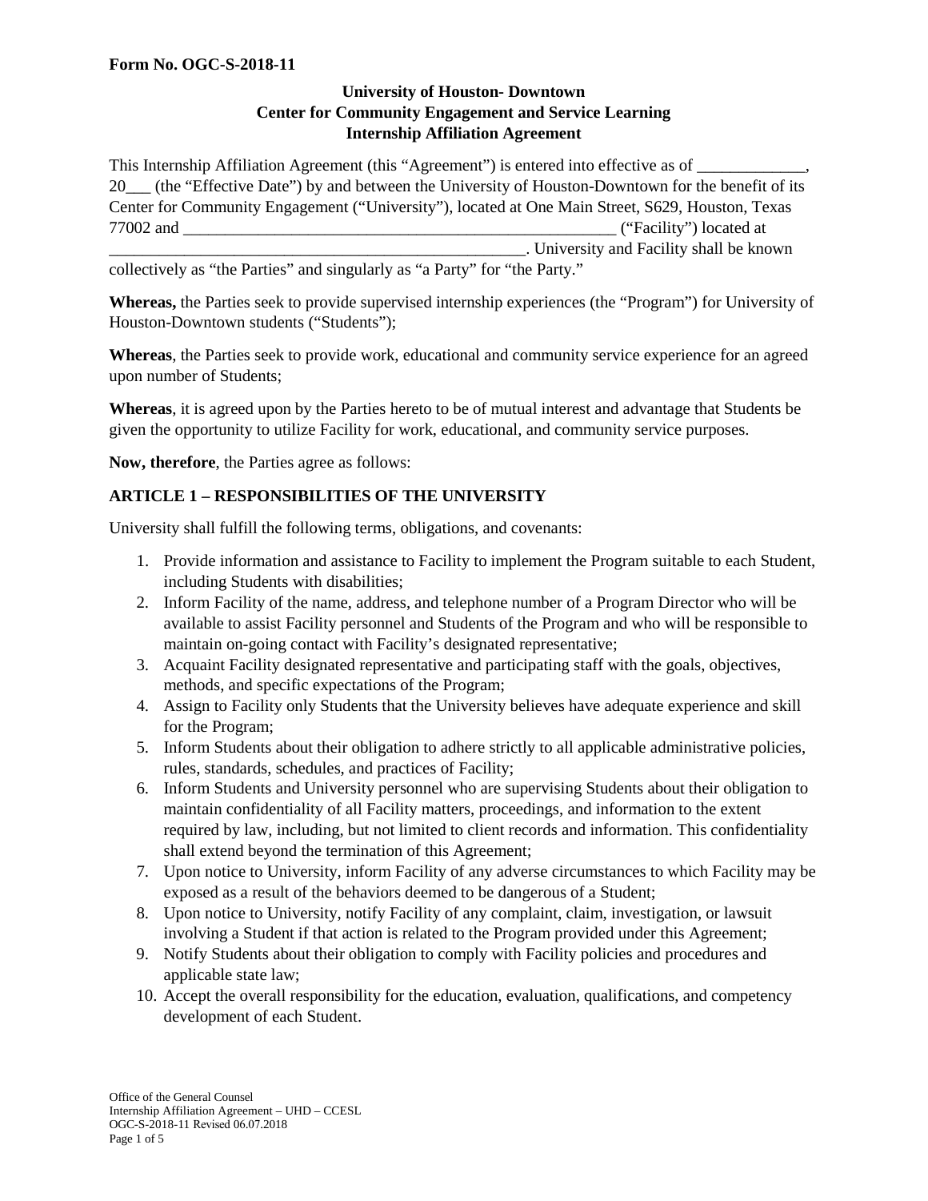**Form No. OGC-S-2018-11**

**University of Houston- Downtown**
**Center for Community Engagement and Service Learning**
**Internship Affiliation Agreement**

This Internship Affiliation Agreement (this "Agreement") is entered into effective as of _____________, 20___ (the "Effective Date") by and between the University of Houston-Downtown for the benefit of its Center for Community Engagement ("University"), located at One Main Street, S629, Houston, Texas 77002 and _____________________________________________________ ("Facility") located at _____________________________________________________. University and Facility shall be known collectively as "the Parties" and singularly as "a Party" for "the Party."

**Whereas,** the Parties seek to provide supervised internship experiences (the "Program") for University of Houston-Downtown students ("Students");

**Whereas**, the Parties seek to provide work, educational and community service experience for an agreed upon number of Students;

**Whereas**, it is agreed upon by the Parties hereto to be of mutual interest and advantage that Students be given the opportunity to utilize Facility for work, educational, and community service purposes.

**Now, therefore**, the Parties agree as follows:

## ARTICLE 1 – RESPONSIBILITIES OF THE UNIVERSITY

University shall fulfill the following terms, obligations, and covenants:

1. Provide information and assistance to Facility to implement the Program suitable to each Student, including Students with disabilities;
2. Inform Facility of the name, address, and telephone number of a Program Director who will be available to assist Facility personnel and Students of the Program and who will be responsible to maintain on-going contact with Facility's designated representative;
3. Acquaint Facility designated representative and participating staff with the goals, objectives, methods, and specific expectations of the Program;
4. Assign to Facility only Students that the University believes have adequate experience and skill for the Program;
5. Inform Students about their obligation to adhere strictly to all applicable administrative policies, rules, standards, schedules, and practices of Facility;
6. Inform Students and University personnel who are supervising Students about their obligation to maintain confidentiality of all Facility matters, proceedings, and information to the extent required by law, including, but not limited to client records and information. This confidentiality shall extend beyond the termination of this Agreement;
7. Upon notice to University, inform Facility of any adverse circumstances to which Facility may be exposed as a result of the behaviors deemed to be dangerous of a Student;
8. Upon notice to University, notify Facility of any complaint, claim, investigation, or lawsuit involving a Student if that action is related to the Program provided under this Agreement;
9. Notify Students about their obligation to comply with Facility policies and procedures and applicable state law;
10. Accept the overall responsibility for the education, evaluation, qualifications, and competency development of each Student.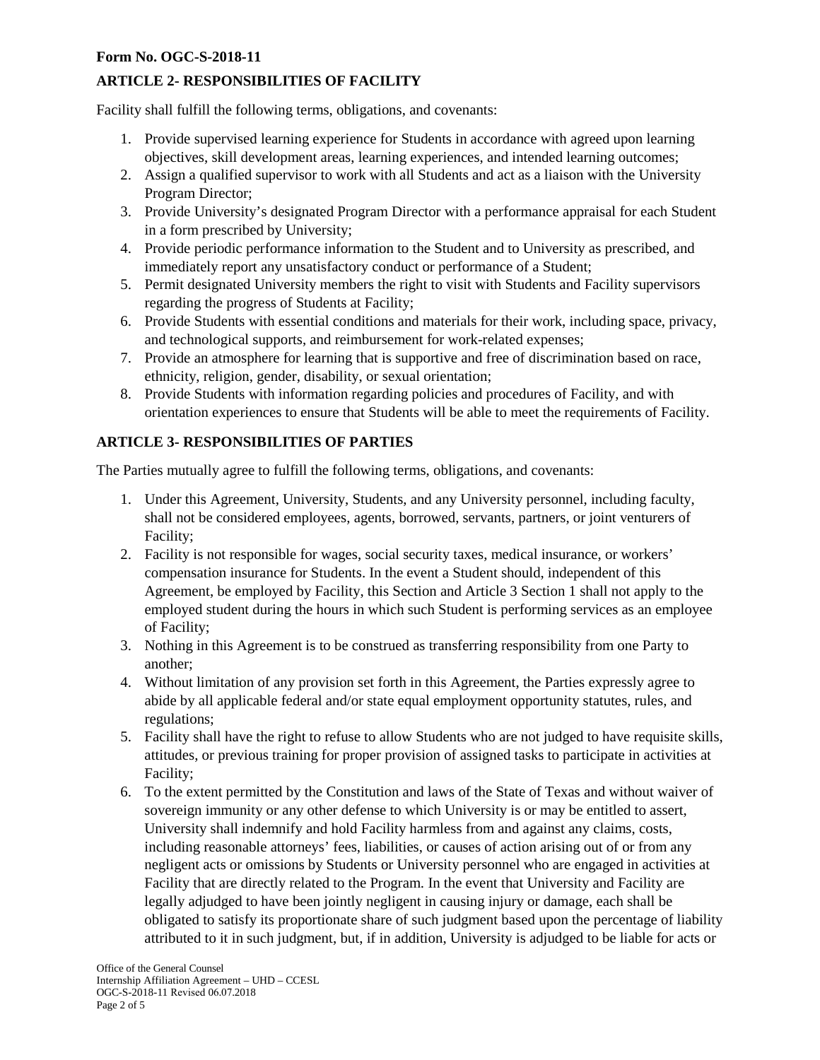## ARTICLE 2- RESPONSIBILITIES OF FACILITY

Facility shall fulfill the following terms, obligations, and covenants:

1. Provide supervised learning experience for Students in accordance with agreed upon learning objectives, skill development areas, learning experiences, and intended learning outcomes;
2. Assign a qualified supervisor to work with all Students and act as a liaison with the University Program Director;
3. Provide University's designated Program Director with a performance appraisal for each Student in a form prescribed by University;
4. Provide periodic performance information to the Student and to University as prescribed, and immediately report any unsatisfactory conduct or performance of a Student;
5. Permit designated University members the right to visit with Students and Facility supervisors regarding the progress of Students at Facility;
6. Provide Students with essential conditions and materials for their work, including space, privacy, and technological supports, and reimbursement for work-related expenses;
7. Provide an atmosphere for learning that is supportive and free of discrimination based on race, ethnicity, religion, gender, disability, or sexual orientation;
8. Provide Students with information regarding policies and procedures of Facility, and with orientation experiences to ensure that Students will be able to meet the requirements of Facility.

## ARTICLE 3- RESPONSIBILITIES OF PARTIES

The Parties mutually agree to fulfill the following terms, obligations, and covenants:

1. Under this Agreement, University, Students, and any University personnel, including faculty, shall not be considered employees, agents, borrowed, servants, partners, or joint venturers of Facility;
2. Facility is not responsible for wages, social security taxes, medical insurance, or workers' compensation insurance for Students. In the event a Student should, independent of this Agreement, be employed by Facility, this Section and Article 3 Section 1 shall not apply to the employed student during the hours in which such Student is performing services as an employee of Facility;
3. Nothing in this Agreement is to be construed as transferring responsibility from one Party to another;
4. Without limitation of any provision set forth in this Agreement, the Parties expressly agree to abide by all applicable federal and/or state equal employment opportunity statutes, rules, and regulations;
5. Facility shall have the right to refuse to allow Students who are not judged to have requisite skills, attitudes, or previous training for proper provision of assigned tasks to participate in activities at Facility;
6. To the extent permitted by the Constitution and laws of the State of Texas and without waiver of sovereign immunity or any other defense to which University is or may be entitled to assert, University shall indemnify and hold Facility harmless from and against any claims, costs, including reasonable attorneys' fees, liabilities, or causes of action arising out of or from any negligent acts or omissions by Students or University personnel who are engaged in activities at Facility that are directly related to the Program. In the event that University and Facility are legally adjudged to have been jointly negligent in causing injury or damage, each shall be obligated to satisfy its proportionate share of such judgment based upon the percentage of liability attributed to it in such judgment, but, if in addition, University is adjudged to be liable for acts or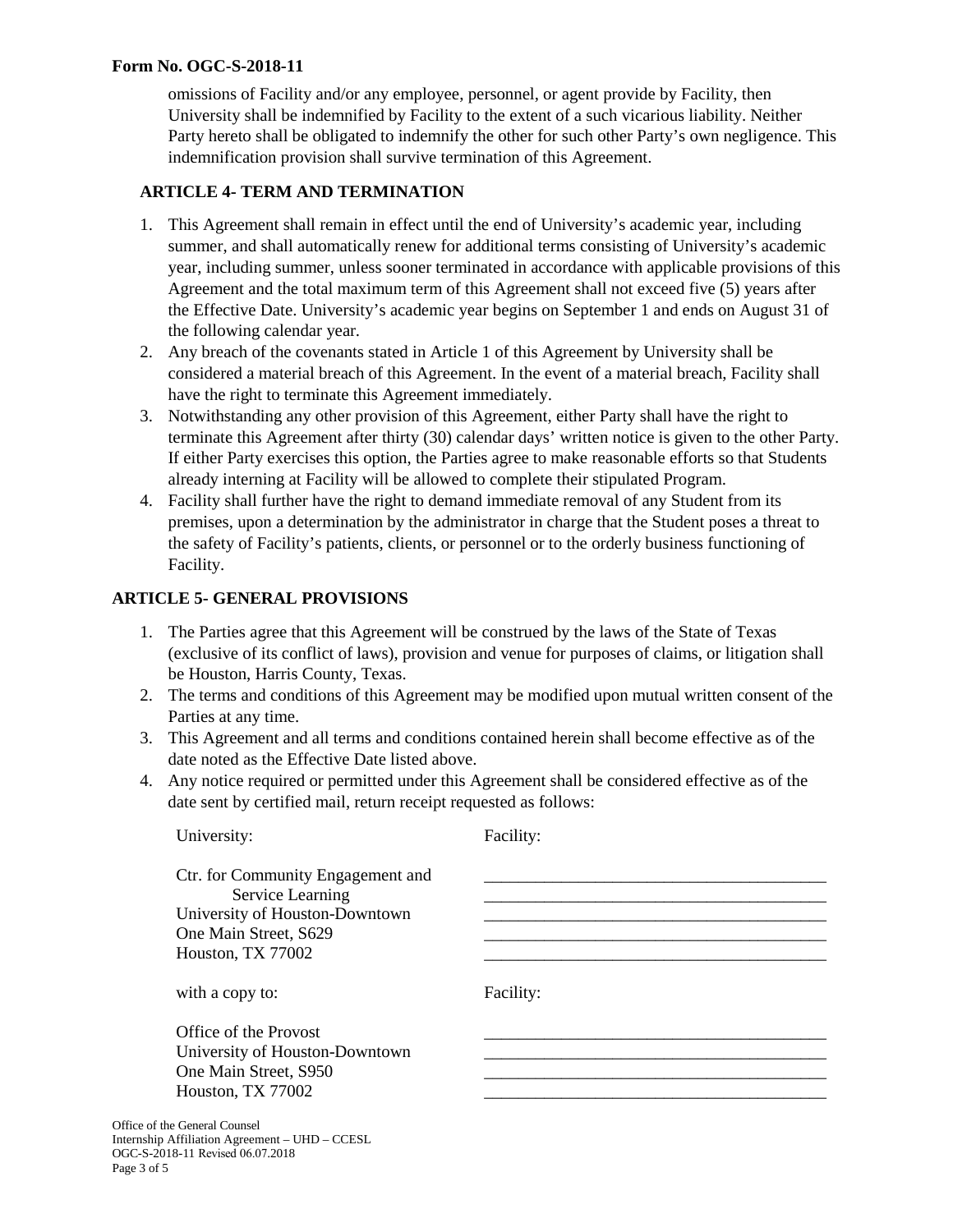omissions of Facility and/or any employee, personnel, or agent provide by Facility, then University shall be indemnified by Facility to the extent of a such vicarious liability. Neither Party hereto shall be obligated to indemnify the other for such other Party's own negligence. This indemnification provision shall survive termination of this Agreement.

## ARTICLE 4- TERM AND TERMINATION

1. This Agreement shall remain in effect until the end of University's academic year, including summer, and shall automatically renew for additional terms consisting of University's academic year, including summer, unless sooner terminated in accordance with applicable provisions of this Agreement and the total maximum term of this Agreement shall not exceed five (5) years after the Effective Date. University's academic year begins on September 1 and ends on August 31 of the following calendar year.
2. Any breach of the covenants stated in Article 1 of this Agreement by University shall be considered a material breach of this Agreement. In the event of a material breach, Facility shall have the right to terminate this Agreement immediately.
3. Notwithstanding any other provision of this Agreement, either Party shall have the right to terminate this Agreement after thirty (30) calendar days' written notice is given to the other Party. If either Party exercises this option, the Parties agree to make reasonable efforts so that Students already interning at Facility will be allowed to complete their stipulated Program.
4. Facility shall further have the right to demand immediate removal of any Student from its premises, upon a determination by the administrator in charge that the Student poses a threat to the safety of Facility's patients, clients, or personnel or to the orderly business functioning of Facility.

## ARTICLE 5- GENERAL PROVISIONS

1. The Parties agree that this Agreement will be construed by the laws of the State of Texas (exclusive of its conflict of laws), provision and venue for purposes of claims, or litigation shall be Houston, Harris County, Texas.
2. The terms and conditions of this Agreement may be modified upon mutual written consent of the Parties at any time.
3. This Agreement and all terms and conditions contained herein shall become effective as of the date noted as the Effective Date listed above.
4. Any notice required or permitted under this Agreement shall be considered effective as of the date sent by certified mail, return receipt requested as follows:

| University: | Facility: |
|---|---|
| Ctr. for Community Engagement and Service Learning<br>University of Houston-Downtown<br>One Main Street, S629<br>Houston, TX 77002 | ________________________________________<br>________________________________________<br>________________________________________<br>________________________________________<br>________________________________________ |
| with a copy to: | Facility: |
| Office of the Provost<br>University of Houston-Downtown<br>One Main Street, S950<br>Houston, TX 77002 | ________________________________________<br>________________________________________<br>________________________________________<br>________________________________________ |

Office of the General Counsel
Internship Affiliation Agreement – UHD – CCESL
OGC-S-2018-11 Revised 06.07.2018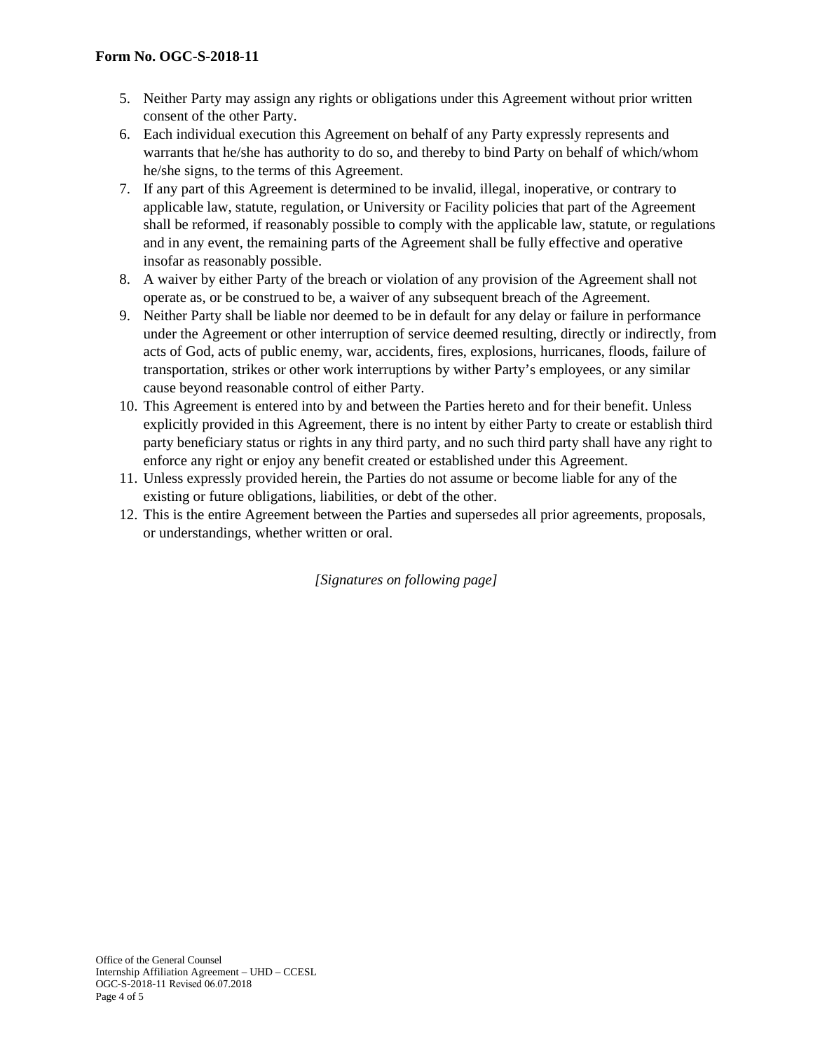5. Neither Party may assign any rights or obligations under this Agreement without prior written consent of the other Party.
6. Each individual execution this Agreement on behalf of any Party expressly represents and warrants that he/she has authority to do so, and thereby to bind Party on behalf of which/whom he/she signs, to the terms of this Agreement.
7. If any part of this Agreement is determined to be invalid, illegal, inoperative, or contrary to applicable law, statute, regulation, or University or Facility policies that part of the Agreement shall be reformed, if reasonably possible to comply with the applicable law, statute, or regulations and in any event, the remaining parts of the Agreement shall be fully effective and operative insofar as reasonably possible.
8. A waiver by either Party of the breach or violation of any provision of the Agreement shall not operate as, or be construed to be, a waiver of any subsequent breach of the Agreement.
9. Neither Party shall be liable nor deemed to be in default for any delay or failure in performance under the Agreement or other interruption of service deemed resulting, directly or indirectly, from acts of God, acts of public enemy, war, accidents, fires, explosions, hurricanes, floods, failure of transportation, strikes or other work interruptions by wither Party's employees, or any similar cause beyond reasonable control of either Party.
10. This Agreement is entered into by and between the Parties hereto and for their benefit. Unless explicitly provided in this Agreement, there is no intent by either Party to create or establish third party beneficiary status or rights in any third party, and no such third party shall have any right to enforce any right or enjoy any benefit created or established under this Agreement.
11. Unless expressly provided herein, the Parties do not assume or become liable for any of the existing or future obligations, liabilities, or debt of the other.
12. This is the entire Agreement between the Parties and supersedes all prior agreements, proposals, or understandings, whether written or oral.

*[Signatures on following page]*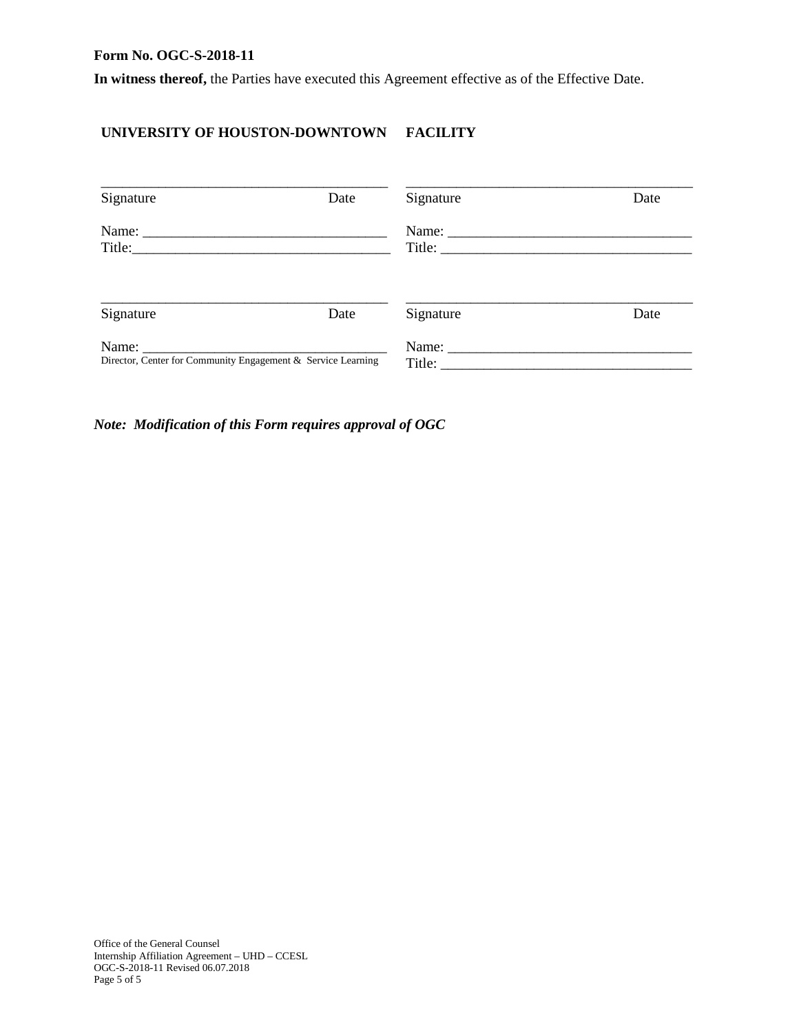**Form No. OGC-S-2018-11**

**In witness thereof,** the Parties have executed this Agreement effective as of the Effective Date.

| **UNIVERSITY OF HOUSTON-DOWNTOWN** | | **FACILITY** | |
|---|---|---|---|
| ______________________________ | | ______________________________ | |
| Signature | Date | Signature | Date |
| Name: __________________________ | | Name: __________________________ | |
| Title: __________________________ | | Title: __________________________ | |
| ______________________________ | | ______________________________ | |
| Signature | Date | Signature | Date |
| Name: __________________________ | | Name: __________________________ | |
| Director, Center for Community Engagement & Service Learning | | Title: __________________________ | |

***Note: Modification of this Form requires approval of OGC***

Office of the General Counsel
Internship Affiliation Agreement – UHD – CCESL
OGC-S-2018-11 Revised 06.07.2018